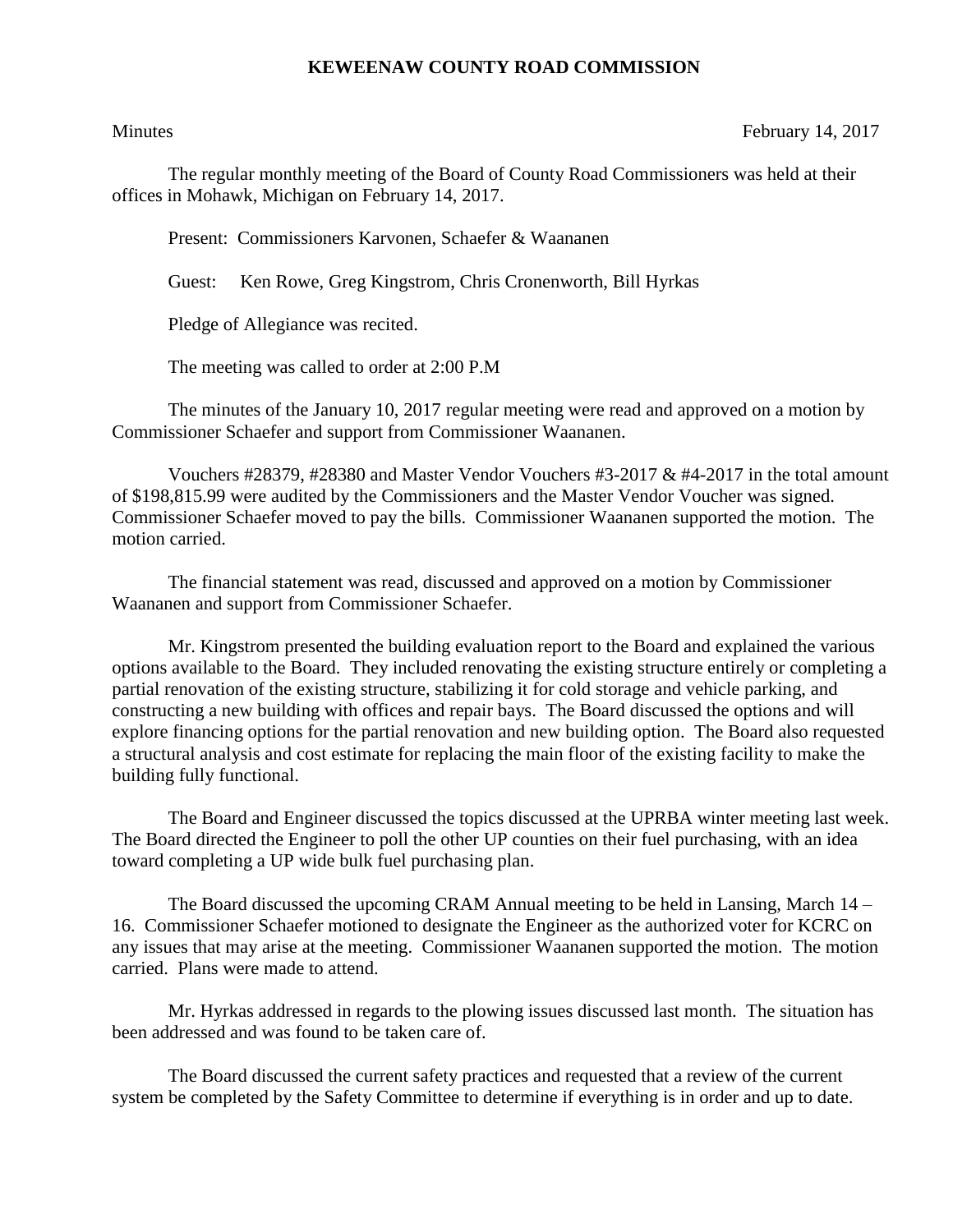# KEWEENAW COUNTY ROAD COMMISSION

Minutes February 14, 2017

The regular monthly meeting of the Board of County Road Commissioners was held at their offices in Mohawk, Michigan on February 14, 2017.

Present: Commissioners Karvonen, Schaefer & Waananen

Guest: Ken Rowe, Greg Kingstrom, Chris Cronenworth, Bill Hyrkas

Pledge of Allegiance was recited.

The meeting was called to order at 2:00 P.M

The minutes of the January 10, 2017 regular meeting were read and approved on a motion by Commissioner Schaefer and support from Commissioner Waananen.

Vouchers #28379, #28380 and Master Vendor Vouchers #3-2017 & #4-2017 in the total amount of $198,815.99 were audited by the Commissioners and the Master Vendor Voucher was signed. Commissioner Schaefer moved to pay the bills. Commissioner Waananen supported the motion. The motion carried.

The financial statement was read, discussed and approved on a motion by Commissioner Waananen and support from Commissioner Schaefer.

Mr. Kingstrom presented the building evaluation report to the Board and explained the various options available to the Board. They included renovating the existing structure entirely or completing a partial renovation of the existing structure, stabilizing it for cold storage and vehicle parking, and constructing a new building with offices and repair bays. The Board discussed the options and will explore financing options for the partial renovation and new building option. The Board also requested a structural analysis and cost estimate for replacing the main floor of the existing facility to make the building fully functional.

The Board and Engineer discussed the topics discussed at the UPRBA winter meeting last week. The Board directed the Engineer to poll the other UP counties on their fuel purchasing, with an idea toward completing a UP wide bulk fuel purchasing plan.

The Board discussed the upcoming CRAM Annual meeting to be held in Lansing, March 14 – 16. Commissioner Schaefer motioned to designate the Engineer as the authorized voter for KCRC on any issues that may arise at the meeting. Commissioner Waananen supported the motion. The motion carried. Plans were made to attend.

Mr. Hyrkas addressed in regards to the plowing issues discussed last month. The situation has been addressed and was found to be taken care of.

The Board discussed the current safety practices and requested that a review of the current system be completed by the Safety Committee to determine if everything is in order and up to date.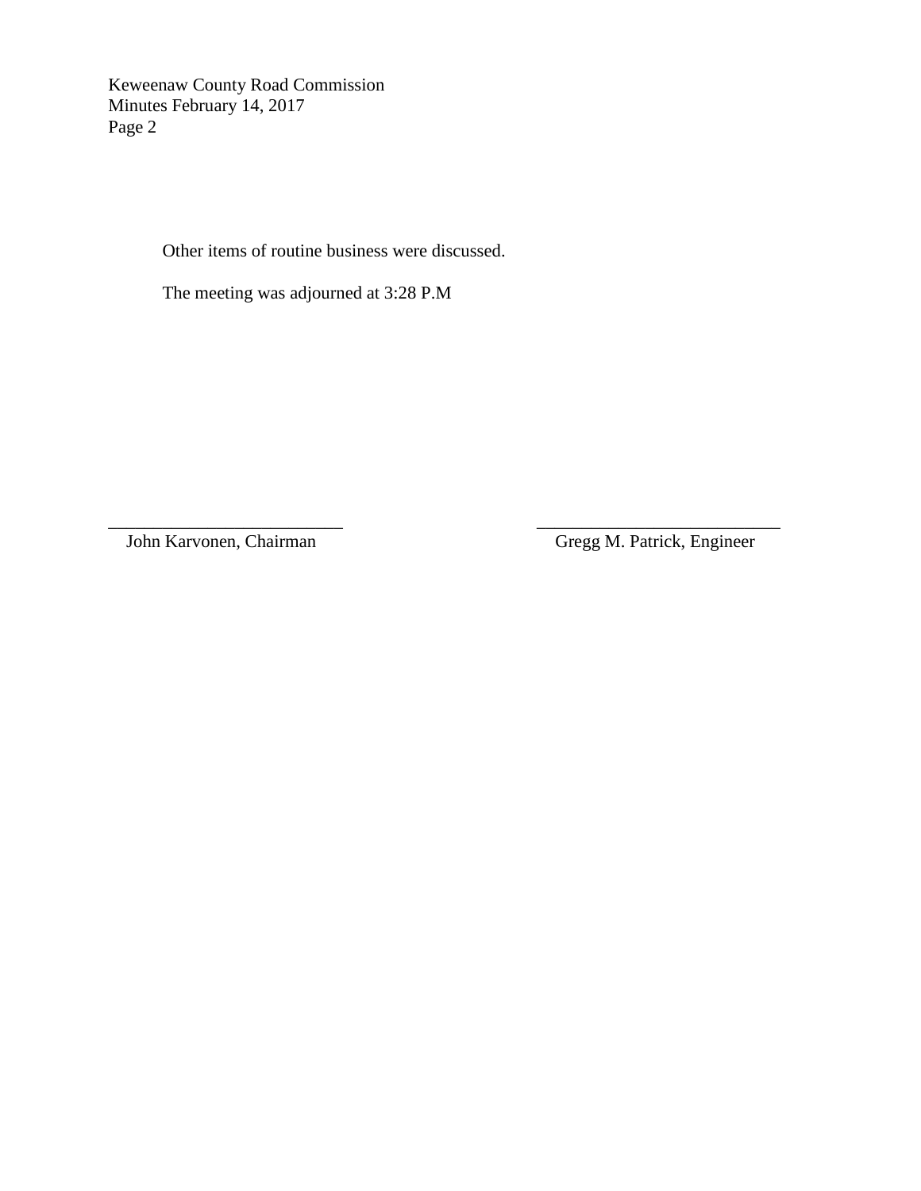Other items of routine business were discussed.

The meeting was adjourned at 3:28 P.M

\_\_\_\_\_\_\_\_\_\_\_\_\_\_\_\_\_\_\_\_\_\_\_\_\_\_ \_\_\_\_\_\_\_\_\_\_\_\_\_\_\_\_\_\_\_\_\_\_\_\_\_\_\_

John Karvonen, Chairman Gregg M. Patrick, Engineer